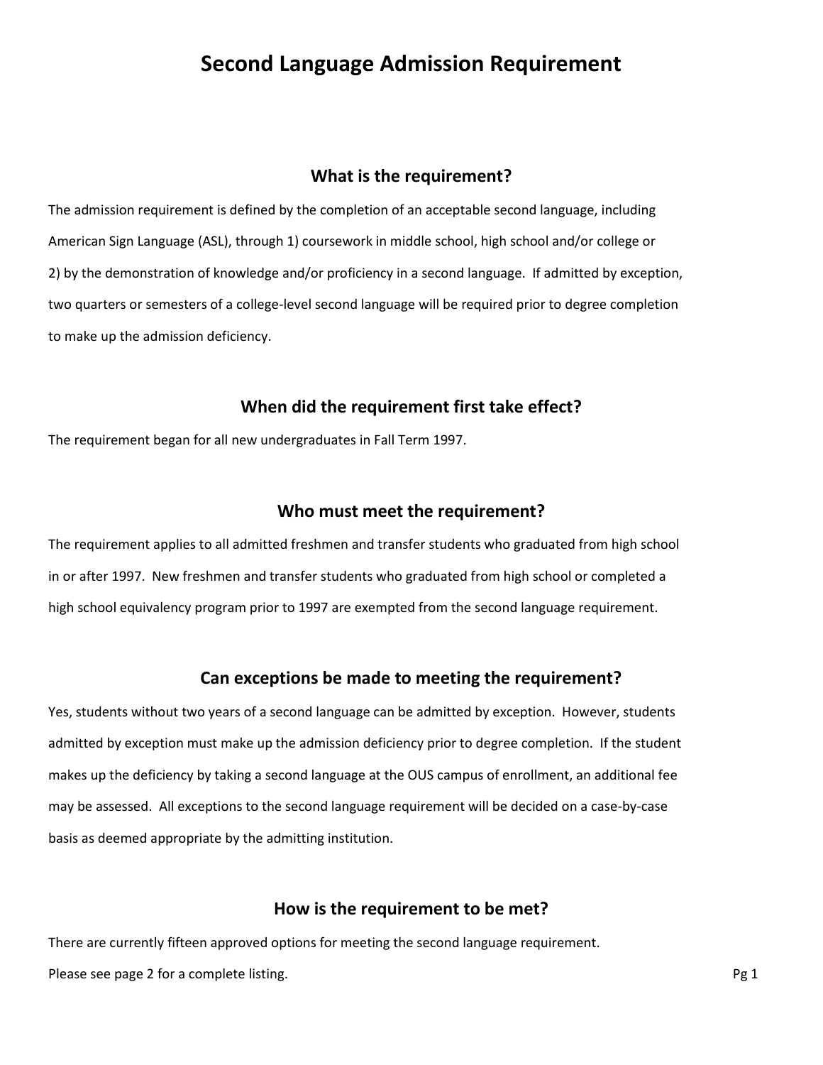# Second Language Admission Requirement

## What is the requirement?

The admission requirement is defined by the completion of an acceptable second language, including American Sign Language (ASL), through 1) coursework in middle school, high school and/or college or 2) by the demonstration of knowledge and/or proficiency in a second language. If admitted by exception, two quarters or semesters of a college-level second language will be required prior to degree completion to make up the admission deficiency.

## When did the requirement first take effect?

The requirement began for all new undergraduates in Fall Term 1997.

## Who must meet the requirement?

The requirement applies to all admitted freshmen and transfer students who graduated from high school in or after 1997. New freshmen and transfer students who graduated from high school or completed a high school equivalency program prior to 1997 are exempted from the second language requirement.

## Can exceptions be made to meeting the requirement?

Yes, students without two years of a second language can be admitted by exception. However, students admitted by exception must make up the admission deficiency prior to degree completion. If the student makes up the deficiency by taking a second language at the OUS campus of enrollment, an additional fee may be assessed. All exceptions to the second language requirement will be decided on a case-by-case basis as deemed appropriate by the admitting institution.

## How is the requirement to be met?

There are currently fifteen approved options for meeting the second language requirement.

Please see page 2 for a complete listing.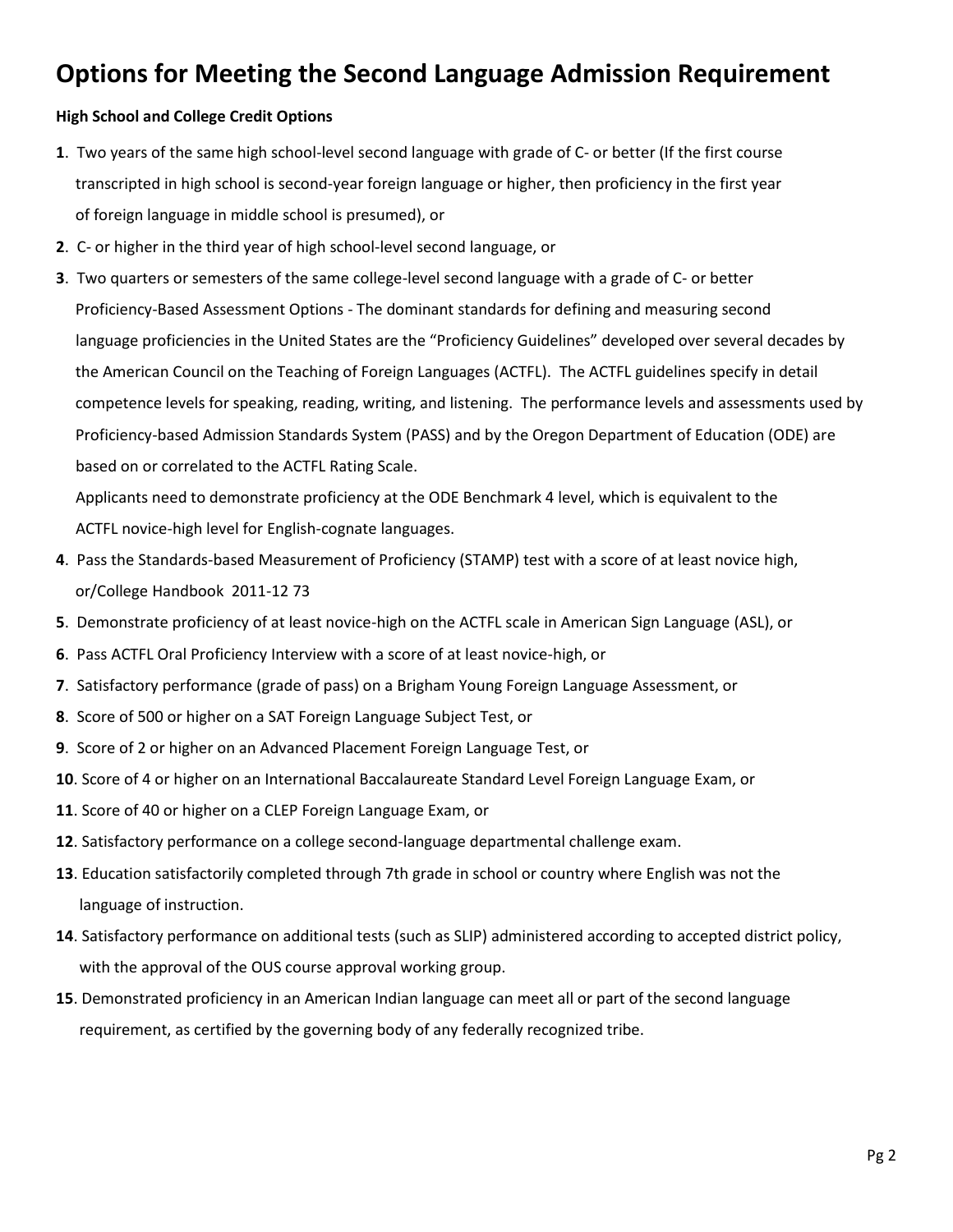# Options for Meeting the Second Language Admission Requirement

**High School and College Credit Options**

**1**. Two years of the same high school-level second language with grade of C- or better (If the first course transcripted in high school is second-year foreign language or higher, then proficiency in the first year of foreign language in middle school is presumed), or

**2**. C- or higher in the third year of high school-level second language, or

**3**. Two quarters or semesters of the same college-level second language with a grade of C- or better

Proficiency-Based Assessment Options - The dominant standards for defining and measuring second language proficiencies in the United States are the "Proficiency Guidelines" developed over several decades by the American Council on the Teaching of Foreign Languages (ACTFL). The ACTFL guidelines specify in detail competence levels for speaking, reading, writing, and listening. The performance levels and assessments used by Proficiency-based Admission Standards System (PASS) and by the Oregon Department of Education (ODE) are based on or correlated to the ACTFL Rating Scale.

Applicants need to demonstrate proficiency at the ODE Benchmark 4 level, which is equivalent to the ACTFL novice-high level for English-cognate languages.

**4**. Pass the Standards-based Measurement of Proficiency (STAMP) test with a score of at least novice high, or/College Handbook 2011-12 73

**5**. Demonstrate proficiency of at least novice-high on the ACTFL scale in American Sign Language (ASL), or

**6**. Pass ACTFL Oral Proficiency Interview with a score of at least novice-high, or

**7**. Satisfactory performance (grade of pass) on a Brigham Young Foreign Language Assessment, or

**8**. Score of 500 or higher on a SAT Foreign Language Subject Test, or

**9**. Score of 2 or higher on an Advanced Placement Foreign Language Test, or

**10**. Score of 4 or higher on an International Baccalaureate Standard Level Foreign Language Exam, or

**11**. Score of 40 or higher on a CLEP Foreign Language Exam, or

**12**. Satisfactory performance on a college second-language departmental challenge exam.

**13**. Education satisfactorily completed through 7th grade in school or country where English was not the language of instruction.

**14**. Satisfactory performance on additional tests (such as SLIP) administered according to accepted district policy, with the approval of the OUS course approval working group.

**15**. Demonstrated proficiency in an American Indian language can meet all or part of the second language requirement, as certified by the governing body of any federally recognized tribe.